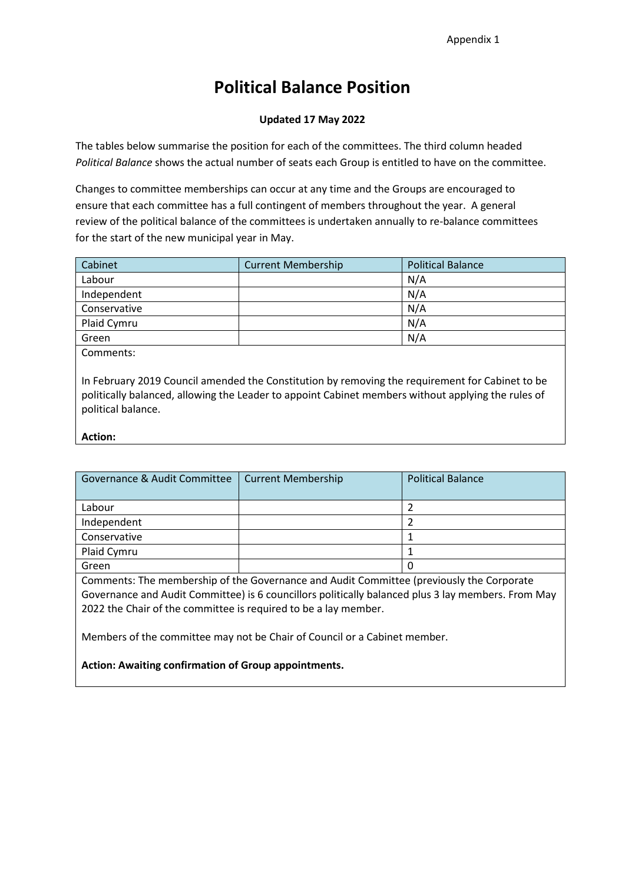Appendix 1

# Political Balance Position

**Updated 17 May 2022**

The tables below summarise the position for each of the committees. The third column headed *Political Balance* shows the actual number of seats each Group is entitled to have on the committee.

Changes to committee memberships can occur at any time and the Groups are encouraged to ensure that each committee has a full contingent of members throughout the year. A general review of the political balance of the committees is undertaken annually to re-balance committees for the start of the new municipal year in May.

| Cabinet | Current Membership | Political Balance |
|---|---|---|
| Labour | | N/A |
| Independent | | N/A |
| Conservative | | N/A |
| Plaid Cymru | | N/A |
| Green | | N/A |

Comments:

In February 2019 Council amended the Constitution by removing the requirement for Cabinet to be politically balanced, allowing the Leader to appoint Cabinet members without applying the rules of political balance.

**Action:**

| Governance & Audit Committee | Current Membership | Political Balance |
|---|---|---|
| Labour | | 2 |
| Independent | | 2 |
| Conservative | | 1 |
| Plaid Cymru | | 1 |
| Green | | 0 |

Comments: The membership of the Governance and Audit Committee (previously the Corporate Governance and Audit Committee) is 6 councillors politically balanced plus 3 lay members. From May 2022 the Chair of the committee is required to be a lay member.

Members of the committee may not be Chair of Council or a Cabinet member.

**Action: Awaiting confirmation of Group appointments.**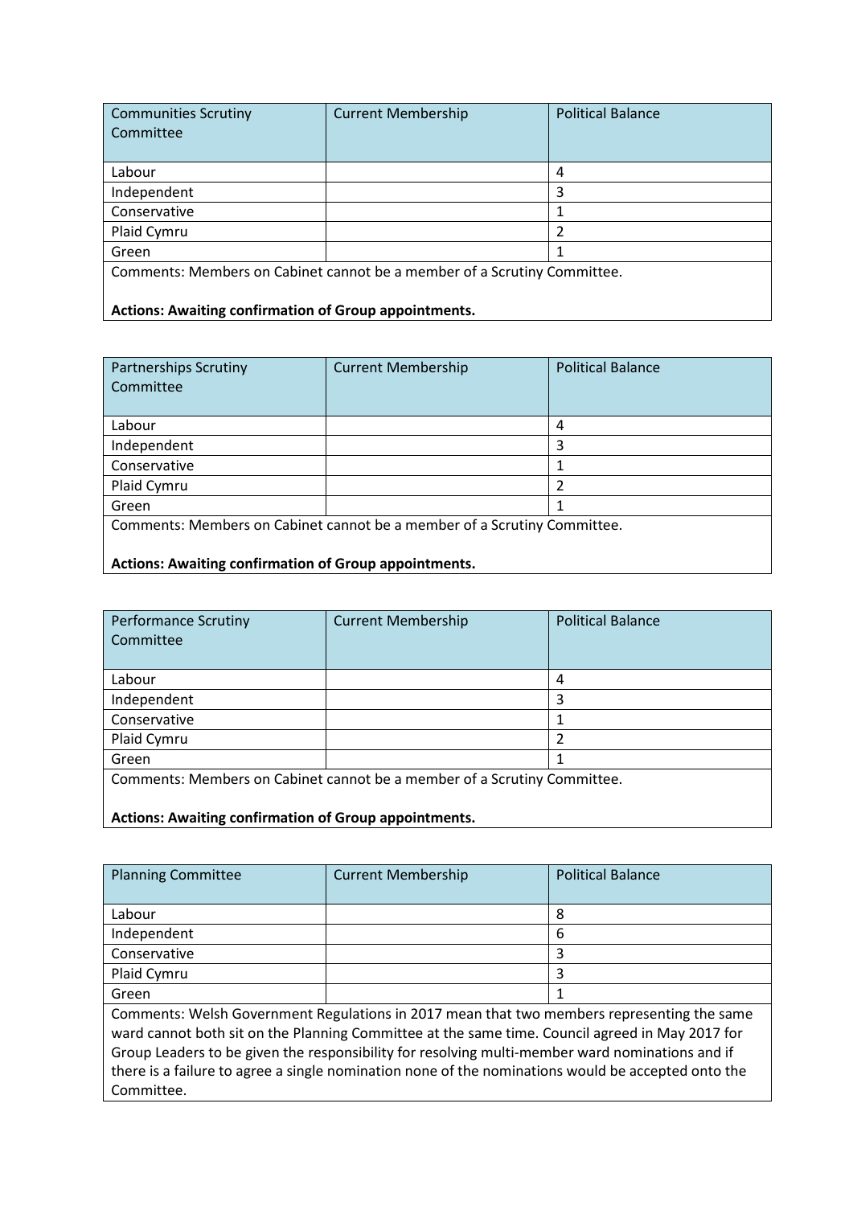| Communities Scrutiny Committee | Current Membership | Political Balance |
|---|---|---|
| Labour | | 4 |
| Independent | | 3 |
| Conservative | | 1 |
| Plaid Cymru | | 2 |
| Green | | 1 |

Comments: Members on Cabinet cannot be a member of a Scrutiny Committee.

**Actions: Awaiting confirmation of Group appointments.**

| Partnerships Scrutiny Committee | Current Membership | Political Balance |
|---|---|---|
| Labour | | 4 |
| Independent | | 3 |
| Conservative | | 1 |
| Plaid Cymru | | 2 |
| Green | | 1 |

Comments: Members on Cabinet cannot be a member of a Scrutiny Committee.

**Actions: Awaiting confirmation of Group appointments.**

| Performance Scrutiny Committee | Current Membership | Political Balance |
|---|---|---|
| Labour | | 4 |
| Independent | | 3 |
| Conservative | | 1 |
| Plaid Cymru | | 2 |
| Green | | 1 |

Comments: Members on Cabinet cannot be a member of a Scrutiny Committee.

**Actions: Awaiting confirmation of Group appointments.**

| Planning Committee | Current Membership | Political Balance |
|---|---|---|
| Labour | | 8 |
| Independent | | 6 |
| Conservative | | 3 |
| Plaid Cymru | | 3 |
| Green | | 1 |

Comments: Welsh Government Regulations in 2017 mean that two members representing the same ward cannot both sit on the Planning Committee at the same time. Council agreed in May 2017 for Group Leaders to be given the responsibility for resolving multi-member ward nominations and if there is a failure to agree a single nomination none of the nominations would be accepted onto the Committee.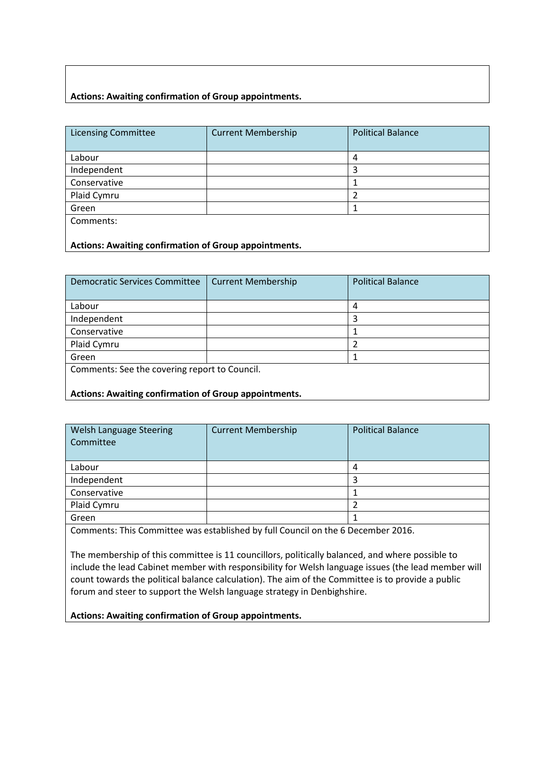**Actions: Awaiting confirmation of Group appointments.**

| Licensing Committee | Current Membership | Political Balance |
|---|---|---|
| Labour | | 4 |
| Independent | | 3 |
| Conservative | | 1 |
| Plaid Cymru | | 2 |
| Green | | 1 |

Comments:

**Actions: Awaiting confirmation of Group appointments.**

| Democratic Services Committee | Current Membership | Political Balance |
|---|---|---|
| Labour | | 4 |
| Independent | | 3 |
| Conservative | | 1 |
| Plaid Cymru | | 2 |
| Green | | 1 |

Comments: See the covering report to Council.

**Actions: Awaiting confirmation of Group appointments.**

| Welsh Language Steering Committee | Current Membership | Political Balance |
|---|---|---|
| Labour | | 4 |
| Independent | | 3 |
| Conservative | | 1 |
| Plaid Cymru | | 2 |
| Green | | 1 |

Comments: This Committee was established by full Council on the 6 December 2016.

The membership of this committee is 11 councillors, politically balanced, and where possible to include the lead Cabinet member with responsibility for Welsh language issues (the lead member will count towards the political balance calculation). The aim of the Committee is to provide a public forum and steer to support the Welsh language strategy in Denbighshire.

**Actions: Awaiting confirmation of Group appointments.**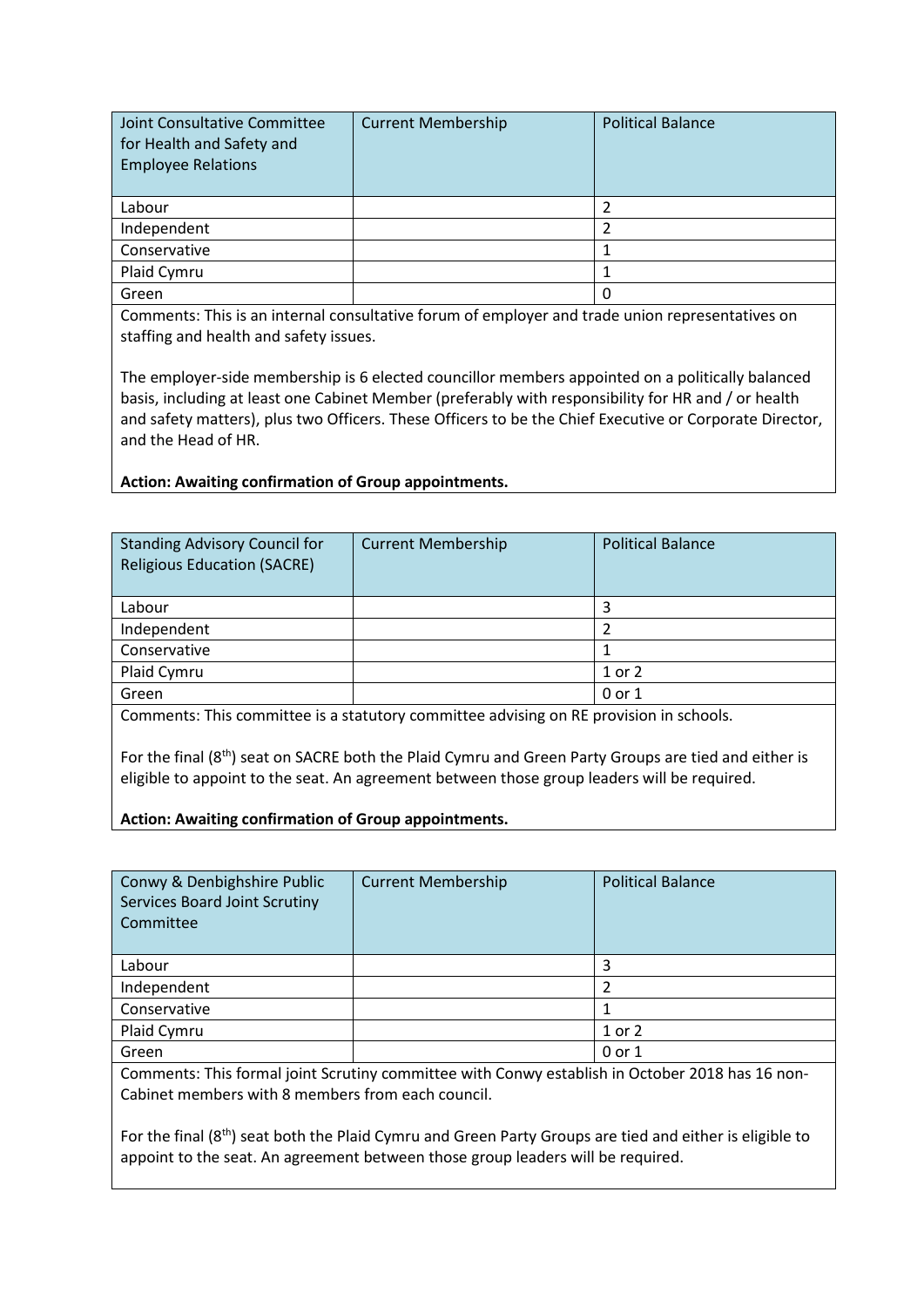| Joint Consultative Committee for Health and Safety and Employee Relations | Current Membership | Political Balance |
|---|---|---|
| Labour | | 2 |
| Independent | | 2 |
| Conservative | | 1 |
| Plaid Cymru | | 1 |
| Green | | 0 |

Comments: This is an internal consultative forum of employer and trade union representatives on staffing and health and safety issues.

The employer-side membership is 6 elected councillor members appointed on a politically balanced basis, including at least one Cabinet Member (preferably with responsibility for HR and / or health and safety matters), plus two Officers. These Officers to be the Chief Executive or Corporate Director, and the Head of HR.

**Action: Awaiting confirmation of Group appointments.**

| Standing Advisory Council for Religious Education (SACRE) | Current Membership | Political Balance |
|---|---|---|
| Labour | | 3 |
| Independent | | 2 |
| Conservative | | 1 |
| Plaid Cymru | | 1 or 2 |
| Green | | 0 or 1 |

Comments: This committee is a statutory committee advising on RE provision in schools.

For the final (8th) seat on SACRE both the Plaid Cymru and Green Party Groups are tied and either is eligible to appoint to the seat. An agreement between those group leaders will be required.

**Action: Awaiting confirmation of Group appointments.**

| Conwy & Denbighshire Public Services Board Joint Scrutiny Committee | Current Membership | Political Balance |
|---|---|---|
| Labour | | 3 |
| Independent | | 2 |
| Conservative | | 1 |
| Plaid Cymru | | 1 or 2 |
| Green | | 0 or 1 |

Comments: This formal joint Scrutiny committee with Conwy establish in October 2018 has 16 non-Cabinet members with 8 members from each council.

For the final (8th) seat both the Plaid Cymru and Green Party Groups are tied and either is eligible to appoint to the seat. An agreement between those group leaders will be required.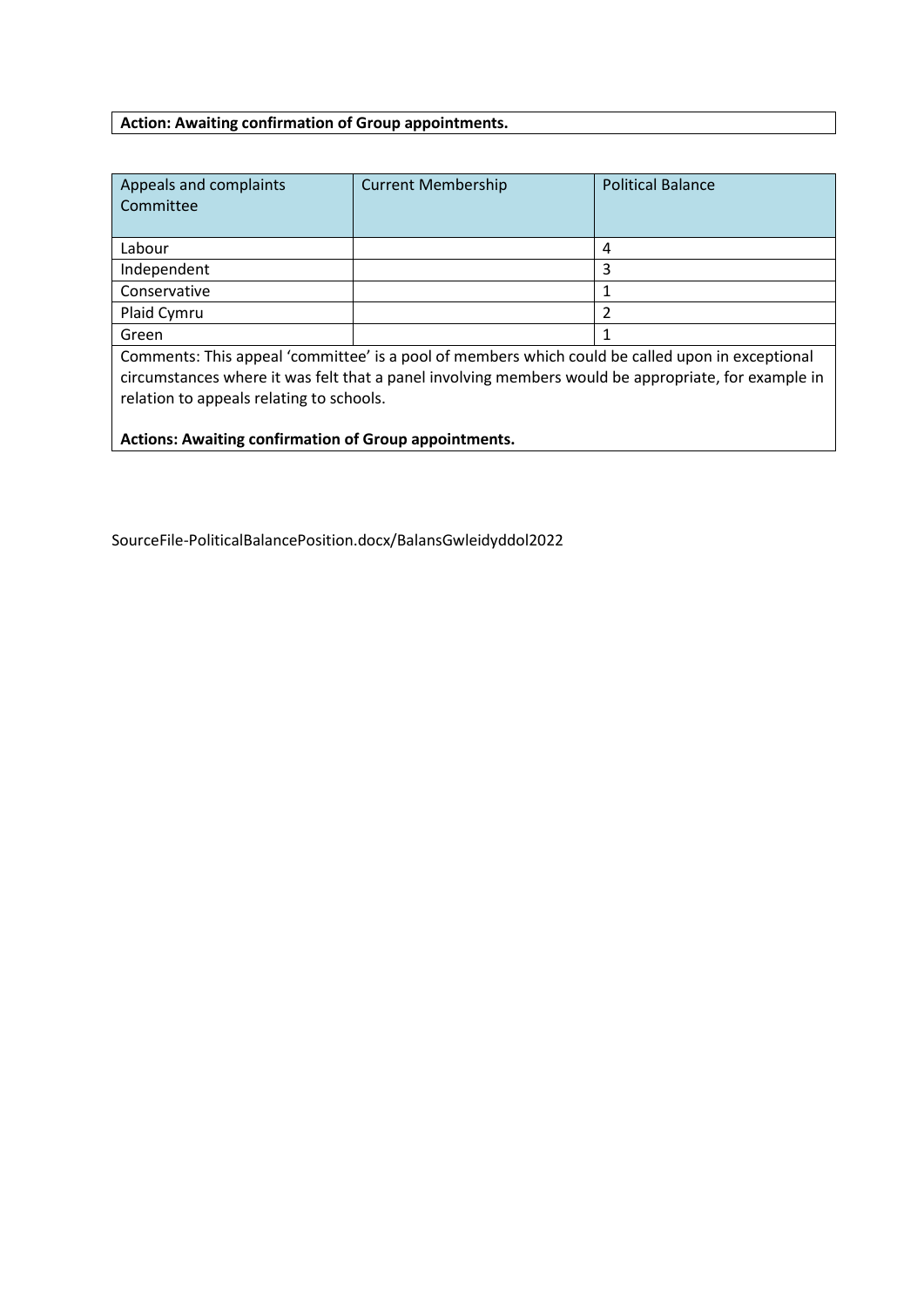**Action: Awaiting confirmation of Group appointments.**

| Appeals and complaints Committee | Current Membership | Political Balance |
|---|---|---|
| Labour | | 4 |
| Independent | | 3 |
| Conservative | | 1 |
| Plaid Cymru | | 2 |
| Green | | 1 |

Comments: This appeal 'committee' is a pool of members which could be called upon in exceptional circumstances where it was felt that a panel involving members would be appropriate, for example in relation to appeals relating to schools.

**Actions: Awaiting confirmation of Group appointments.**

SourceFile-PoliticalBalancePosition.docx/BalansGwleidyddol2022